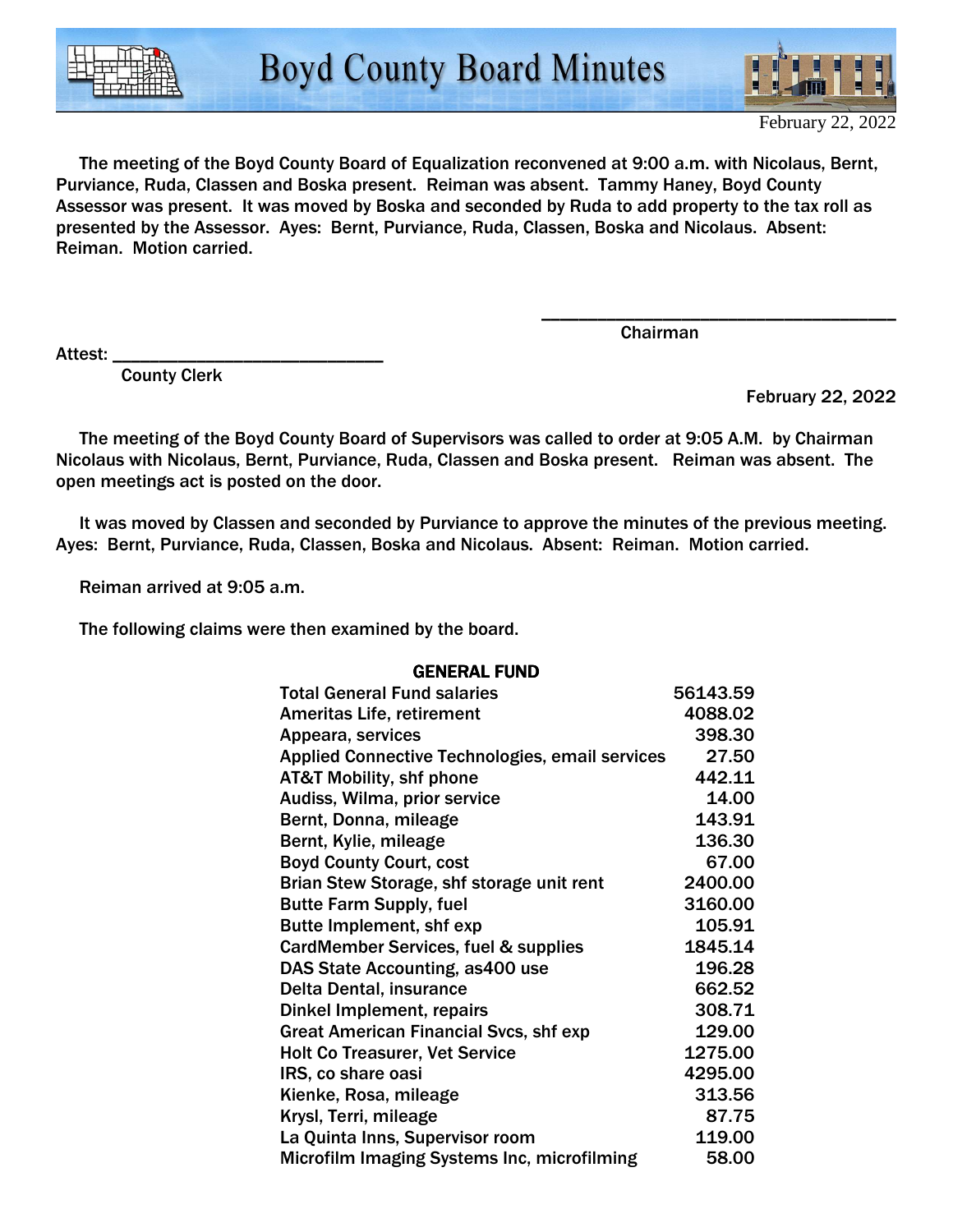# Boyd County Board Minutes

February 22, 2022

The meeting of the Boyd County Board of Equalization reconvened at 9:00 a.m. with Nicolaus, Bernt, Purviance, Ruda, Classen and Boska present. Reiman was absent. Tammy Haney, Boyd County Assessor was present. It was moved by Boska and seconded by Ruda to add property to the tax roll as presented by the Assessor. Ayes: Bernt, Purviance, Ruda, Classen, Boska and Nicolaus. Absent: Reiman. Motion carried.

_________________________________
Chairman

Attest: ___________________________
County Clerk

February 22, 2022

The meeting of the Boyd County Board of Supervisors was called to order at 9:05 A.M. by Chairman Nicolaus with Nicolaus, Bernt, Purviance, Ruda, Classen and Boska present. Reiman was absent. The open meetings act is posted on the door.

It was moved by Classen and seconded by Purviance to approve the minutes of the previous meeting. Ayes: Bernt, Purviance, Ruda, Classen, Boska and Nicolaus. Absent: Reiman. Motion carried.

Reiman arrived at 9:05 a.m.

The following claims were then examined by the board.

**GENERAL FUND**

| | |
|---|---|
| Total General Fund salaries | 56143.59 |
| Ameritas Life, retirement | 4088.02 |
| Appeara, services | 398.30 |
| Applied Connective Technologies, email services | 27.50 |
| AT&T Mobility, shf phone | 442.11 |
| Audiss, Wilma, prior service | 14.00 |
| Bernt, Donna, mileage | 143.91 |
| Bernt, Kylie, mileage | 136.30 |
| Boyd County Court, cost | 67.00 |
| Brian Stew Storage, shf storage unit rent | 2400.00 |
| Butte Farm Supply, fuel | 3160.00 |
| Butte Implement, shf exp | 105.91 |
| CardMember Services, fuel & supplies | 1845.14 |
| DAS State Accounting, as400 use | 196.28 |
| Delta Dental, insurance | 662.52 |
| Dinkel Implement, repairs | 308.71 |
| Great American Financial Svcs, shf exp | 129.00 |
| Holt Co Treasurer, Vet Service | 1275.00 |
| IRS, co share oasi | 4295.00 |
| Kienke, Rosa, mileage | 313.56 |
| Krysl, Terri, mileage | 87.75 |
| La Quinta Inns, Supervisor room | 119.00 |
| Microfilm Imaging Systems Inc, microfilming | 58.00 |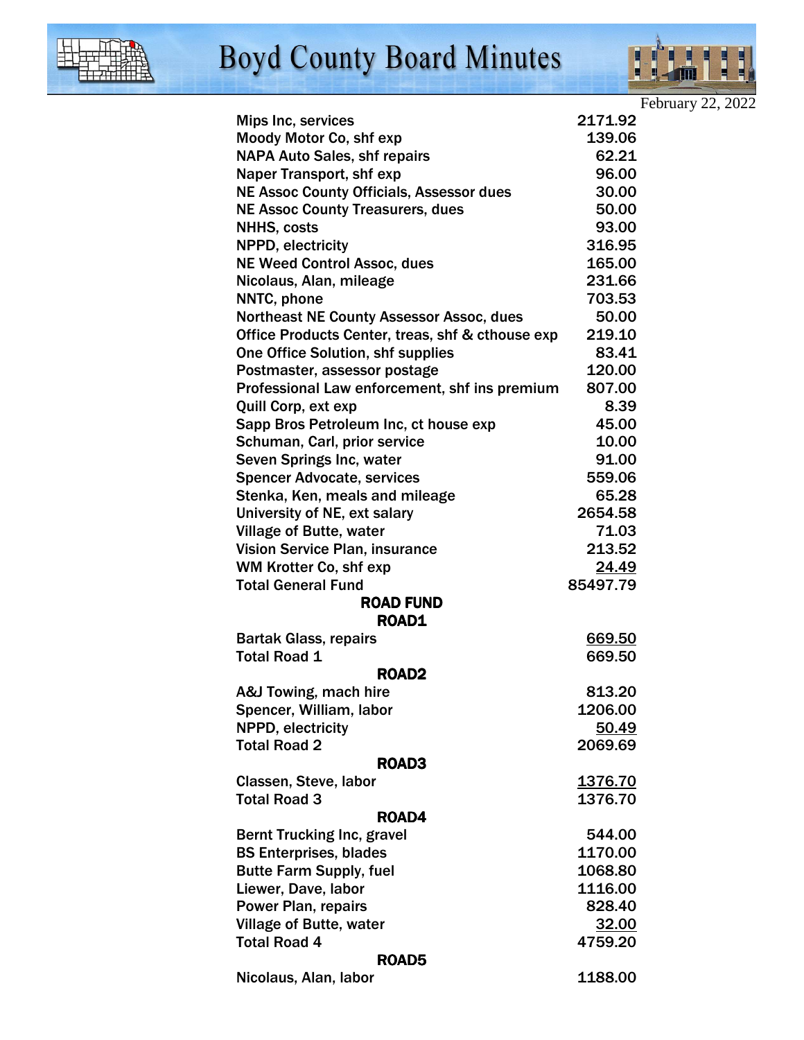| | |
|---|---|
| Mips Inc, services | 2171.92 |
| Moody Motor Co, shf exp | 139.06 |
| NAPA Auto Sales, shf repairs | 62.21 |
| Naper Transport, shf exp | 96.00 |
| NE Assoc County Officials, Assessor dues | 30.00 |
| NE Assoc County Treasurers, dues | 50.00 |
| NHHS, costs | 93.00 |
| NPPD, electricity | 316.95 |
| NE Weed Control Assoc, dues | 165.00 |
| Nicolaus, Alan, mileage | 231.66 |
| NNTC, phone | 703.53 |
| Northeast NE County Assessor Assoc, dues | 50.00 |
| Office Products Center, treas, shf & cthouse exp | 219.10 |
| One Office Solution, shf supplies | 83.41 |
| Postmaster, assessor postage | 120.00 |
| Professional Law enforcement, shf ins premium | 807.00 |
| Quill Corp, ext exp | 8.39 |
| Sapp Bros Petroleum Inc, ct house exp | 45.00 |
| Schuman, Carl, prior service | 10.00 |
| Seven Springs Inc, water | 91.00 |
| Spencer Advocate, services | 559.06 |
| Stenka, Ken, meals and mileage | 65.28 |
| University of NE, ext salary | 2654.58 |
| Village of Butte, water | 71.03 |
| Vision Service Plan, insurance | 213.52 |
| WM Krotter Co, shf exp | 24.49 |
| Total General Fund | 85497.79 |

**ROAD FUND**

**ROAD1**

| | |
|---|---|
| Bartak Glass, repairs | 669.50 |
| Total Road 1 | 669.50 |

**ROAD2**

| | |
|---|---|
| A&J Towing, mach hire | 813.20 |
| Spencer, William, labor | 1206.00 |
| NPPD, electricity | 50.49 |
| Total Road 2 | 2069.69 |

**ROAD3**

| | |
|---|---|
| Classen, Steve, labor | 1376.70 |
| Total Road 3 | 1376.70 |

**ROAD4**

| | |
|---|---|
| Bernt Trucking Inc, gravel | 544.00 |
| BS Enterprises, blades | 1170.00 |
| Butte Farm Supply, fuel | 1068.80 |
| Liewer, Dave, labor | 1116.00 |
| Power Plan, repairs | 828.40 |
| Village of Butte, water | 32.00 |
| Total Road 4 | 4759.20 |

**ROAD5**

| | |
|---|---|
| Nicolaus, Alan, labor | 1188.00 |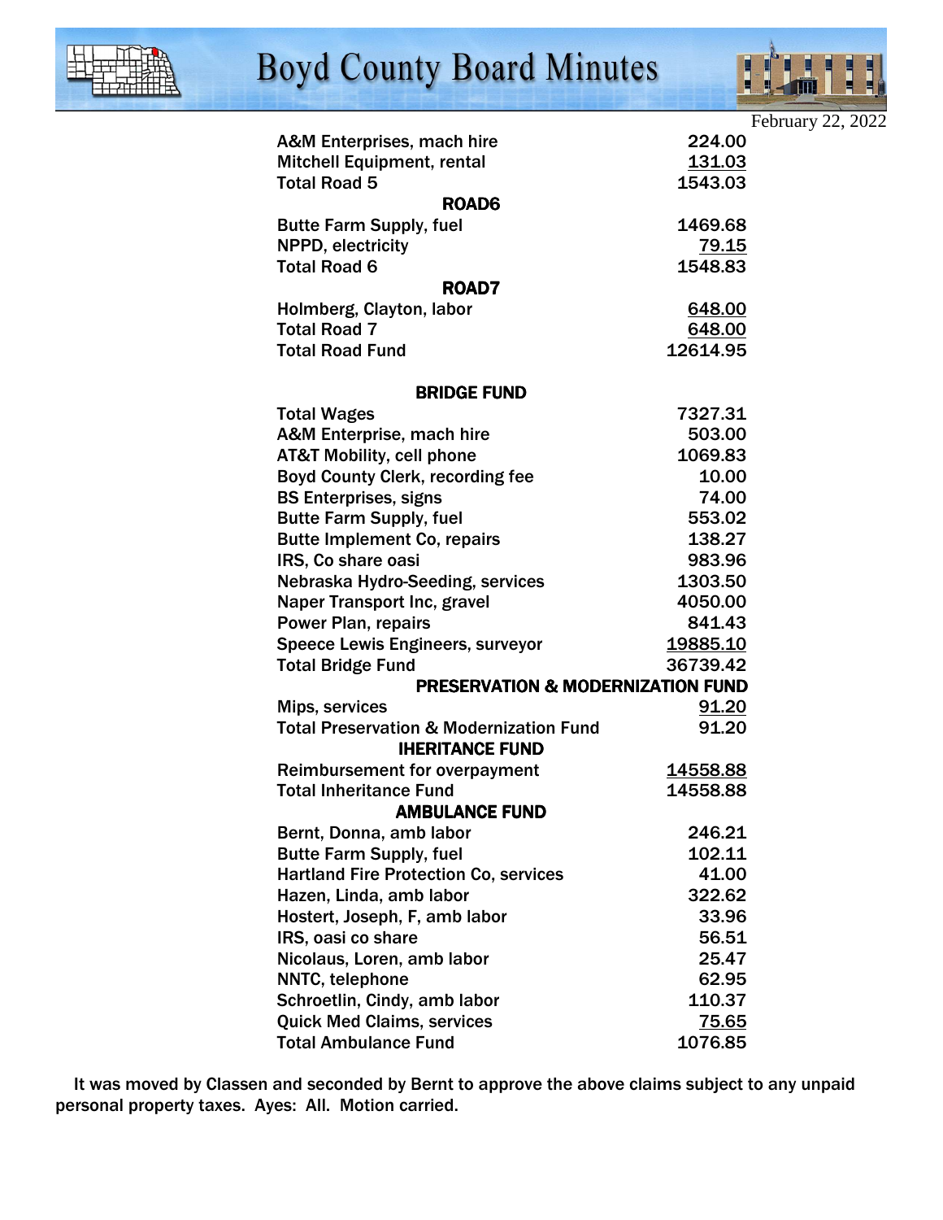February 22, 2022

| | |
|---|---|
| A&M Enterprises, mach hire | 224.00 |
| Mitchell Equipment, rental | 131.03 |
| Total Road 5 | 1543.03 |
| **ROAD6** | |
| Butte Farm Supply, fuel | 1469.68 |
| NPPD, electricity | 79.15 |
| Total Road 6 | 1548.83 |
| **ROAD7** | |
| Holmberg, Clayton, labor | 648.00 |
| Total Road 7 | 648.00 |
| Total Road Fund | 12614.95 |

**BRIDGE FUND**

| | |
|---|---|
| Total Wages | 7327.31 |
| A&M Enterprise, mach hire | 503.00 |
| AT&T Mobility, cell phone | 1069.83 |
| Boyd County Clerk, recording fee | 10.00 |
| BS Enterprises, signs | 74.00 |
| Butte Farm Supply, fuel | 553.02 |
| Butte Implement Co, repairs | 138.27 |
| IRS, Co share oasi | 983.96 |
| Nebraska Hydro-Seeding, services | 1303.50 |
| Naper Transport Inc, gravel | 4050.00 |
| Power Plan, repairs | 841.43 |
| Speece Lewis Engineers, surveyor | 19885.10 |
| Total Bridge Fund | 36739.42 |

**PRESERVATION & MODERNIZATION FUND**

| | |
|---|---|
| Mips, services | 91.20 |
| Total Preservation & Modernization Fund | 91.20 |

**IHERITANCE FUND**

| | |
|---|---|
| Reimbursement for overpayment | 14558.88 |
| Total Inheritance Fund | 14558.88 |

**AMBULANCE FUND**

| | |
|---|---|
| Bernt, Donna, amb labor | 246.21 |
| Butte Farm Supply, fuel | 102.11 |
| Hartland Fire Protection Co, services | 41.00 |
| Hazen, Linda, amb labor | 322.62 |
| Hostert, Joseph, F, amb labor | 33.96 |
| IRS, oasi co share | 56.51 |
| Nicolaus, Loren, amb labor | 25.47 |
| NNTC, telephone | 62.95 |
| Schroetlin, Cindy, amb labor | 110.37 |
| Quick Med Claims, services | 75.65 |
| Total Ambulance Fund | 1076.85 |

It was moved by Classen and seconded by Bernt to approve the above claims subject to any unpaid personal property taxes. Ayes: All. Motion carried.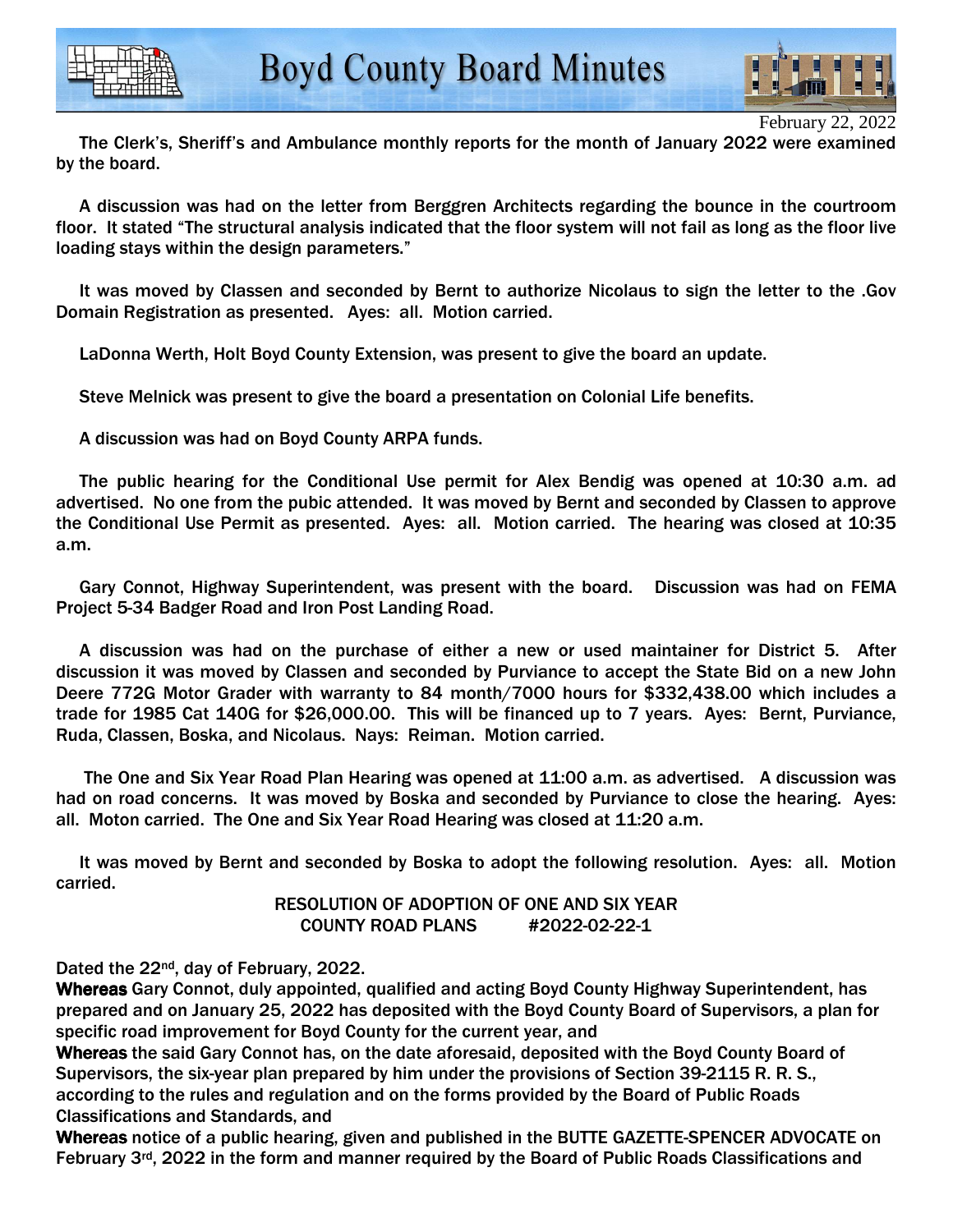February 22, 2022

The Clerk's, Sheriff's and Ambulance monthly reports for the month of January 2022 were examined by the board.

A discussion was had on the letter from Berggren Architects regarding the bounce in the courtroom floor. It stated "The structural analysis indicated that the floor system will not fail as long as the floor live loading stays within the design parameters."

It was moved by Classen and seconded by Bernt to authorize Nicolaus to sign the letter to the .Gov Domain Registration as presented. Ayes: all. Motion carried.

LaDonna Werth, Holt Boyd County Extension, was present to give the board an update.

Steve Melnick was present to give the board a presentation on Colonial Life benefits.

A discussion was had on Boyd County ARPA funds.

The public hearing for the Conditional Use permit for Alex Bendig was opened at 10:30 a.m. ad advertised. No one from the pubic attended. It was moved by Bernt and seconded by Classen to approve the Conditional Use Permit as presented. Ayes: all. Motion carried. The hearing was closed at 10:35 a.m.

Gary Connot, Highway Superintendent, was present with the board. Discussion was had on FEMA Project 5-34 Badger Road and Iron Post Landing Road.

A discussion was had on the purchase of either a new or used maintainer for District 5. After discussion it was moved by Classen and seconded by Purviance to accept the State Bid on a new John Deere 772G Motor Grader with warranty to 84 month/7000 hours for $332,438.00 which includes a trade for 1985 Cat 140G for $26,000.00. This will be financed up to 7 years. Ayes: Bernt, Purviance, Ruda, Classen, Boska, and Nicolaus. Nays: Reiman. Motion carried.

The One and Six Year Road Plan Hearing was opened at 11:00 a.m. as advertised. A discussion was had on road concerns. It was moved by Boska and seconded by Purviance to close the hearing. Ayes: all. Moton carried. The One and Six Year Road Hearing was closed at 11:20 a.m.

It was moved by Bernt and seconded by Boska to adopt the following resolution. Ayes: all. Motion carried.

**RESOLUTION OF ADOPTION OF ONE AND SIX YEAR COUNTY ROAD PLANS #2022-02-22-1**

Dated the 22nd, day of February, 2022.

**Whereas** Gary Connot, duly appointed, qualified and acting Boyd County Highway Superintendent, has prepared and on January 25, 2022 has deposited with the Boyd County Board of Supervisors, a plan for specific road improvement for Boyd County for the current year, and

**Whereas** the said Gary Connot has, on the date aforesaid, deposited with the Boyd County Board of Supervisors, the six-year plan prepared by him under the provisions of Section 39-2115 R. R. S., according to the rules and regulation and on the forms provided by the Board of Public Roads Classifications and Standards, and

**Whereas** notice of a public hearing, given and published in the BUTTE GAZETTE-SPENCER ADVOCATE on February 3rd, 2022 in the form and manner required by the Board of Public Roads Classifications and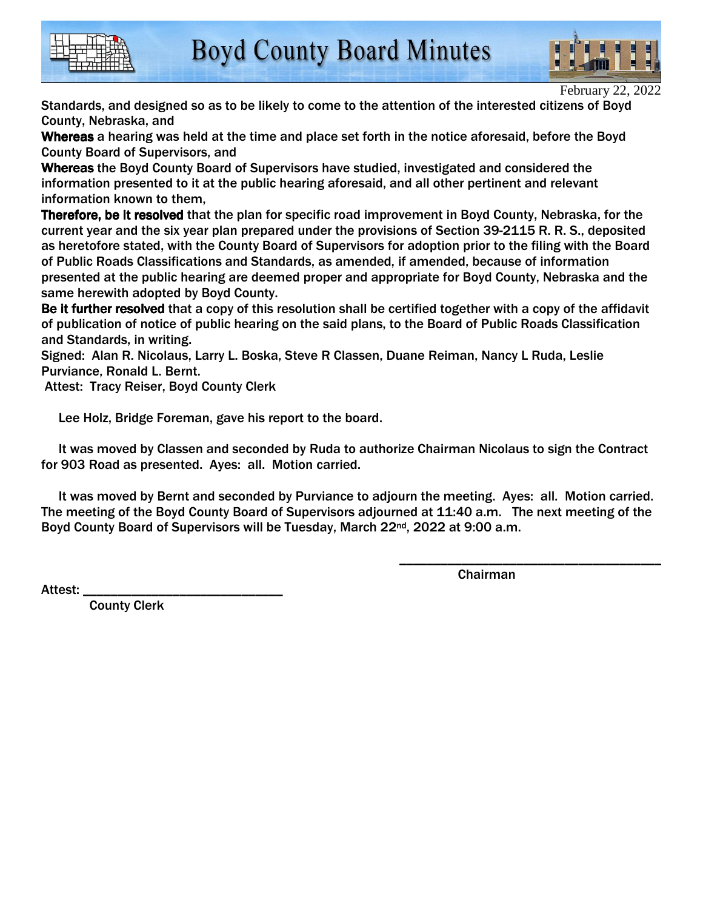Standards, and designed so as to be likely to come to the attention of the interested citizens of Boyd County, Nebraska, and

**Whereas** a hearing was held at the time and place set forth in the notice aforesaid, before the Boyd County Board of Supervisors, and

**Whereas** the Boyd County Board of Supervisors have studied, investigated and considered the information presented to it at the public hearing aforesaid, and all other pertinent and relevant information known to them,

**Therefore, be it resolved** that the plan for specific road improvement in Boyd County, Nebraska, for the current year and the six year plan prepared under the provisions of Section 39-2115 R. R. S., deposited as heretofore stated, with the County Board of Supervisors for adoption prior to the filing with the Board of Public Roads Classifications and Standards, as amended, if amended, because of information presented at the public hearing are deemed proper and appropriate for Boyd County, Nebraska and the same herewith adopted by Boyd County.

**Be it further resolved** that a copy of this resolution shall be certified together with a copy of the affidavit of publication of notice of public hearing on the said plans, to the Board of Public Roads Classification and Standards, in writing.

Signed: Alan R. Nicolaus, Larry L. Boska, Steve R Classen, Duane Reiman, Nancy L Ruda, Leslie Purviance, Ronald L. Bernt.

Attest: Tracy Reiser, Boyd County Clerk

Lee Holz, Bridge Foreman, gave his report to the board.

It was moved by Classen and seconded by Ruda to authorize Chairman Nicolaus to sign the Contract for 903 Road as presented. Ayes: all. Motion carried.

It was moved by Bernt and seconded by Purviance to adjourn the meeting. Ayes: all. Motion carried. The meeting of the Boyd County Board of Supervisors adjourned at 11:40 a.m. The next meeting of the Boyd County Board of Supervisors will be Tuesday, March 22nd, 2022 at 9:00 a.m.

\_\_\_\_\_\_\_\_\_\_\_\_\_\_\_\_\_\_\_\_\_\_\_\_\_\_\_\_\_\_\_\_\_\_\_\_\_\_\_\_

Chairman

Attest: \_\_\_\_\_\_\_\_\_\_\_\_\_\_\_\_\_\_\_\_\_\_\_\_\_\_\_\_\_\_

County Clerk